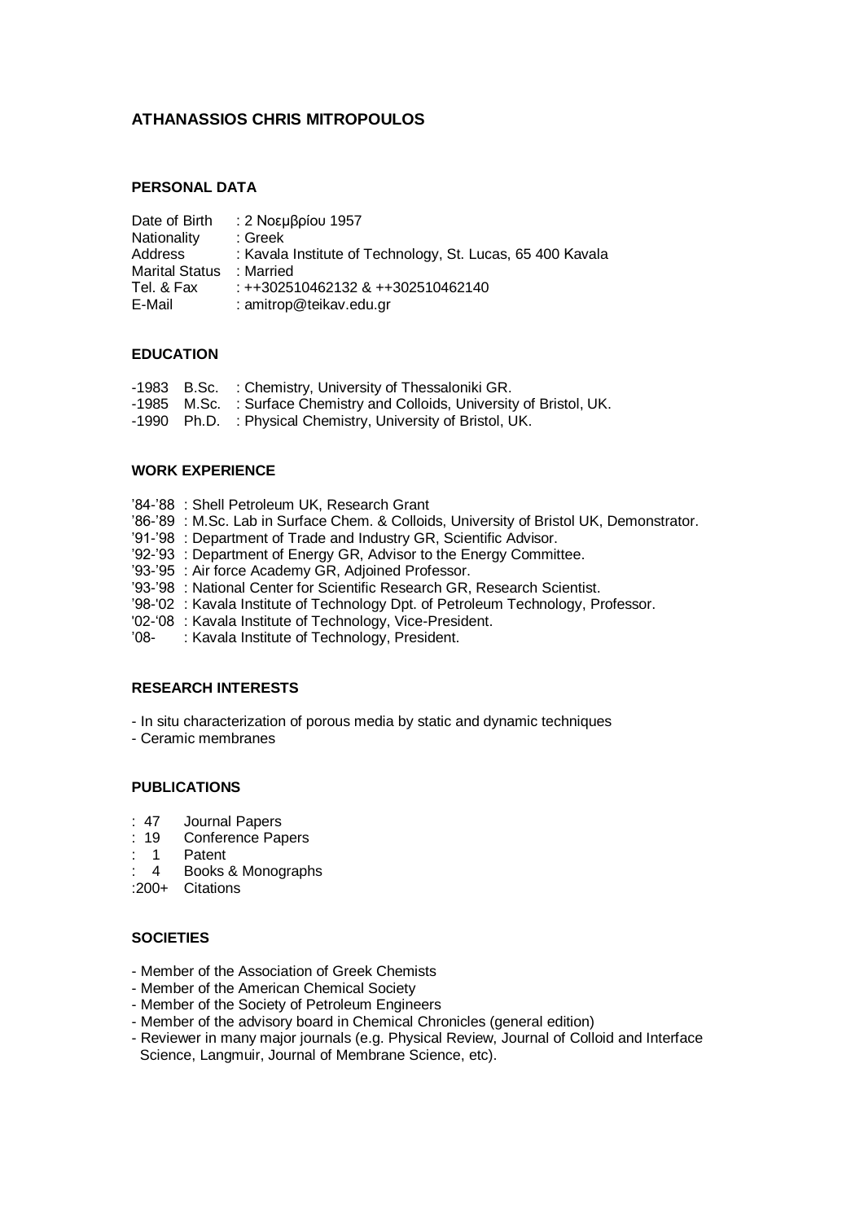# ATHANASSIOS CHRIS MITROPOULOS

## PERSONAL DATA

| | |
|---|---|
| Date of Birth | : 2 Νοεμβρίου 1957 |
| Nationality | : Greek |
| Address | : Kavala Institute of Technology, St. Lucas, 65 400 Kavala |
| Marital Status | : Married |
| Tel. & Fax | : ++302510462132 & ++302510462140 |
| E-Mail | : amitrop@teikav.edu.gr |

## EDUCATION

- -1983 B.Sc. : Chemistry, University of Thessaloniki GR.
- -1985 M.Sc. : Surface Chemistry and Colloids, University of Bristol, UK.
- -1990 Ph.D. : Physical Chemistry, University of Bristol, UK.

## WORK EXPERIENCE

- '84-'88 : Shell Petroleum UK, Research Grant
- '86-'89 : M.Sc. Lab in Surface Chem. & Colloids, University of Bristol UK, Demonstrator.
- '91-'98 : Department of Trade and Industry GR, Scientific Advisor.
- '92-'93 : Department of Energy GR, Advisor to the Energy Committee.
- '93-'95 : Air force Academy GR, Adjoined Professor.
- '93-'98 : National Center for Scientific Research GR, Research Scientist.
- '98-'02 : Kavala Institute of Technology Dpt. of Petroleum Technology, Professor.
- '02-'08 : Kavala Institute of Technology, Vice-President.
- '08- : Kavala Institute of Technology, President.

## RESEARCH INTERESTS

- In situ characterization of porous media by static and dynamic techniques
- Ceramic membranes

## PUBLICATIONS

- : 47 Journal Papers
- : 19 Conference Papers
- : 1 Patent
- : 4 Books & Monographs
- :200+ Citations

## SOCIETIES

- Member of the Association of Greek Chemists
- Member of the American Chemical Society
- Member of the Society of Petroleum Engineers
- Member of the advisory board in Chemical Chronicles (general edition)
- Reviewer in many major journals (e.g. Physical Review, Journal of Colloid and Interface Science, Langmuir, Journal of Membrane Science, etc).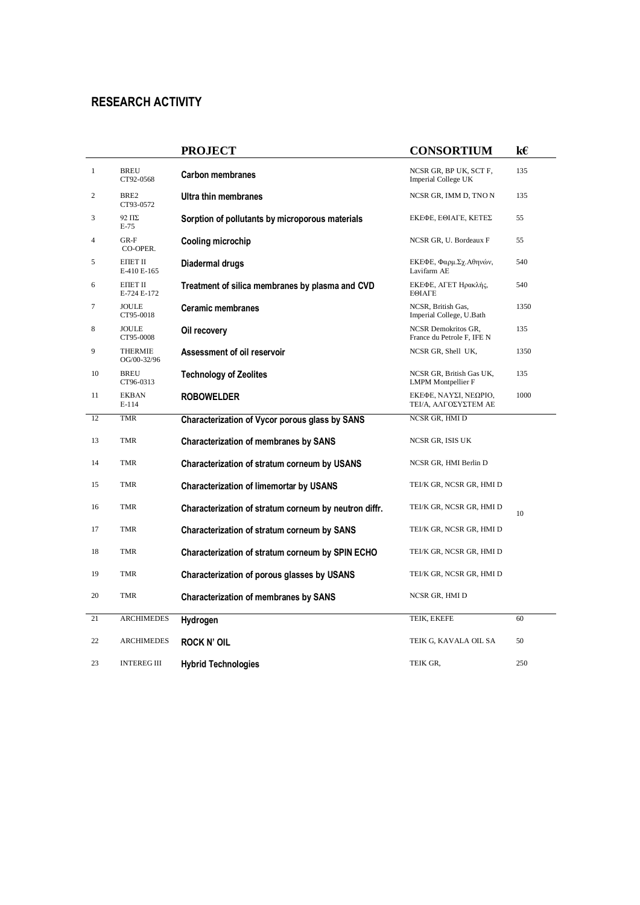## RESEARCH ACTIVITY

| | | PROJECT | CONSORTIUM | k€ |
|---|---|---|---|---|
| 1 | BREU CT92-0568 | **Carbon membranes** | NCSR GR, BP UK, SCT F, Imperial College UK | 135 |
| 2 | BRE2 CT93-0572 | **Ultra thin membranes** | NCSR GR, IMM D, TNO N | 135 |
| 3 | 92 ΠΣ E-75 | **Sorption of pollutants by microporous materials** | ΕΚΕΦΕ, ΕΘΙΑΓΕ, ΚΕΤΕΣ | 55 |
| 4 | GR-F CO-OPER. | **Cooling microchip** | NCSR GR, U. Bordeaux F | 55 |
| 5 | ΕΠΕΤ ΙΙ E-410 E-165 | **Diadermal drugs** | ΕΚΕΦΕ, Φαρμ.Σχ.Αθηνών, Lavifarm AE | 540 |
| 6 | ΕΠΕΤ ΙΙ E-724 E-172 | **Treatment of silica membranes by plasma and CVD** | ΕΚΕΦΕ, ΑΓΕΤ Ηρακλής, ΕΘΙΑΓΕ | 540 |
| 7 | JOULE CT95-0018 | **Ceramic membranes** | NCSR, British Gas, Imperial College, U.Bath | 1350 |
| 8 | JOULE CT95-0008 | **Oil recovery** | NCSR Demokritos GR, France du Petrole F, IFE N | 135 |
| 9 | THERMIE OG/00-32/96 | **Assessment of oil reservoir** | NCSR GR, Shell UK, | 1350 |
| 10 | BREU CT96-0313 | **Technology of Zeolites** | NCSR GR, British Gas UK, LMPM Montpellier F | 135 |
| 11 | EKBAN E-114 | **ROBOWELDER** | ΕΚΕΦΕ, ΝΑΥΣΙ, ΝΕΩΡΙΟ, ΤΕΙ/Α, ΑΛΓΟΣΥΣΤΕΜ ΑΕ | 1000 |
| 12 | TMR | **Characterization of Vycor porous glass by SANS** | NCSR GR, HMI D | |
| 13 | TMR | **Characterization of membranes by SANS** | NCSR GR, ISIS UK | |
| 14 | TMR | **Characterization of stratum corneum by USANS** | NCSR GR, HMI Berlin D | |
| 15 | TMR | **Characterization of limemortar by USANS** | TEI/K GR, NCSR GR, HMI D | |
| 16 | TMR | **Characterization of stratum corneum by neutron diffr.** | TEI/K GR, NCSR GR, HMI D | 10 |
| 17 | TMR | **Characterization of stratum corneum by SANS** | TEI/K GR, NCSR GR, HMI D | |
| 18 | TMR | **Characterization of stratum corneum by SPIN ECHO** | TEI/K GR, NCSR GR, HMI D | |
| 19 | TMR | **Characterization of porous glasses by USANS** | TEI/K GR, NCSR GR, HMI D | |
| 20 | TMR | **Characterization of membranes by SANS** | NCSR GR, HMI D | |
| 21 | ARCHIMEDES | **Hydrogen** | TEIK, EKEFE | 60 |
| 22 | ARCHIMEDES | **ROCK N' OIL** | TEIK G, KAVALA OIL SA | 50 |
| 23 | INTEREG III | **Hybrid Technologies** | TEIK GR, | 250 |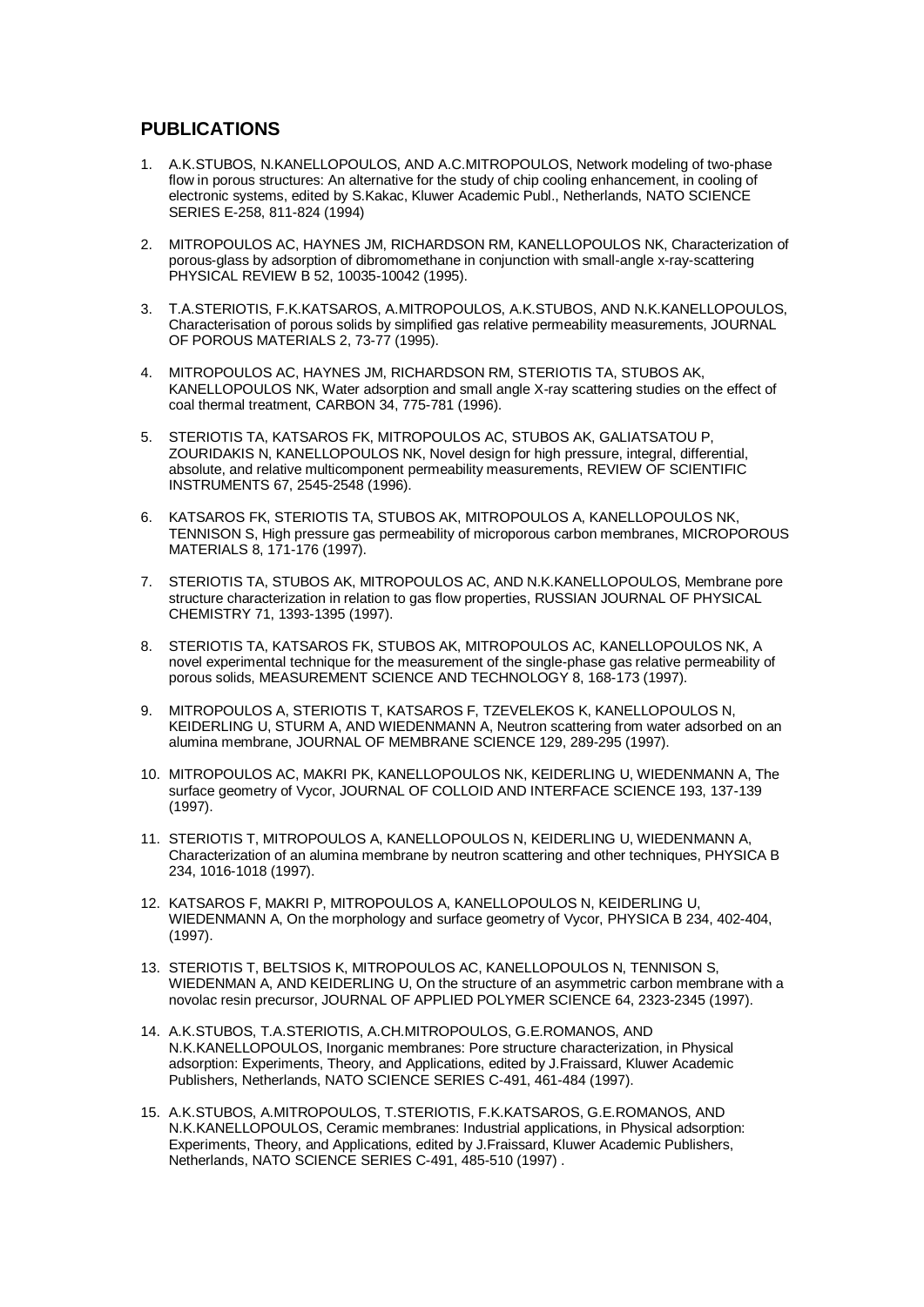## PUBLICATIONS

1. A.K.STUBOS, N.KANELLOPOULOS, AND A.C.MITROPOULOS, Network modeling of two-phase flow in porous structures: An alternative for the study of chip cooling enhancement, in cooling of electronic systems, edited by S.Kakac, Kluwer Academic Publ., Netherlands, NATO SCIENCE SERIES E-258, 811-824 (1994)

2. MITROPOULOS AC, HAYNES JM, RICHARDSON RM, KANELLOPOULOS NK, Characterization of porous-glass by adsorption of dibromomethane in conjunction with small-angle x-ray-scattering PHYSICAL REVIEW B 52, 10035-10042 (1995).

3. T.A.STERIOTIS, F.K.KATSAROS, A.MITROPOULOS, A.K.STUBOS, AND N.K.KANELLOPOULOS, Characterisation of porous solids by simplified gas relative permeability measurements, JOURNAL OF POROUS MATERIALS 2, 73-77 (1995).

4. MITROPOULOS AC, HAYNES JM, RICHARDSON RM, STERIOTIS TA, STUBOS AK, KANELLOPOULOS NK, Water adsorption and small angle X-ray scattering studies on the effect of coal thermal treatment, CARBON 34, 775-781 (1996).

5. STERIOTIS TA, KATSAROS FK, MITROPOULOS AC, STUBOS AK, GALIATSATOU P, ZOURIDAKIS N, KANELLOPOULOS NK, Novel design for high pressure, integral, differential, absolute, and relative multicomponent permeability measurements, REVIEW OF SCIENTIFIC INSTRUMENTS 67, 2545-2548 (1996).

6. KATSAROS FK, STERIOTIS TA, STUBOS AK, MITROPOULOS A, KANELLOPOULOS NK, TENNISON S, High pressure gas permeability of microporous carbon membranes, MICROPOROUS MATERIALS 8, 171-176 (1997).

7. STERIOTIS TA, STUBOS AK, MITROPOULOS AC, AND N.K.KANELLOPOULOS, Membrane pore structure characterization in relation to gas flow properties, RUSSIAN JOURNAL OF PHYSICAL CHEMISTRY 71, 1393-1395 (1997).

8. STERIOTIS TA, KATSAROS FK, STUBOS AK, MITROPOULOS AC, KANELLOPOULOS NK, A novel experimental technique for the measurement of the single-phase gas relative permeability of porous solids, MEASUREMENT SCIENCE AND TECHNOLOGY 8, 168-173 (1997).

9. MITROPOULOS A, STERIOTIS T, KATSAROS F, TZEVELEKOS K, KANELLOPOULOS N, KEIDERLING U, STURM A, AND WIEDENMANN A, Neutron scattering from water adsorbed on an alumina membrane, JOURNAL OF MEMBRANE SCIENCE 129, 289-295 (1997).

10. MITROPOULOS AC, MAKRI PK, KANELLOPOULOS NK, KEIDERLING U, WIEDENMANN A, The surface geometry of Vycor, JOURNAL OF COLLOID AND INTERFACE SCIENCE 193, 137-139 (1997).

11. STERIOTIS T, MITROPOULOS A, KANELLOPOULOS N, KEIDERLING U, WIEDENMANN A, Characterization of an alumina membrane by neutron scattering and other techniques, PHYSICA B 234, 1016-1018 (1997).

12. KATSAROS F, MAKRI P, MITROPOULOS A, KANELLOPOULOS N, KEIDERLING U, WIEDENMANN A, On the morphology and surface geometry of Vycor, PHYSICA B 234, 402-404, (1997).

13. STERIOTIS T, BELTSIOS K, MITROPOULOS AC, KANELLOPOULOS N, TENNISON S, WIEDENMAN A, AND KEIDERLING U, On the structure of an asymmetric carbon membrane with a novolac resin precursor, JOURNAL OF APPLIED POLYMER SCIENCE 64, 2323-2345 (1997).

14. A.K.STUBOS, T.A.STERIOTIS, A.CH.MITROPOULOS, G.E.ROMANOS, AND N.K.KANELLOPOULOS, Inorganic membranes: Pore structure characterization, in Physical adsorption: Experiments, Theory, and Applications, edited by J.Fraissard, Kluwer Academic Publishers, Netherlands, NATO SCIENCE SERIES C-491, 461-484 (1997).

15. A.K.STUBOS, A.MITROPOULOS, T.STERIOTIS, F.K.KATSAROS, G.E.ROMANOS, AND N.K.KANELLOPOULOS, Ceramic membranes: Industrial applications, in Physical adsorption: Experiments, Theory, and Applications, edited by J.Fraissard, Kluwer Academic Publishers, Netherlands, NATO SCIENCE SERIES C-491, 485-510 (1997) .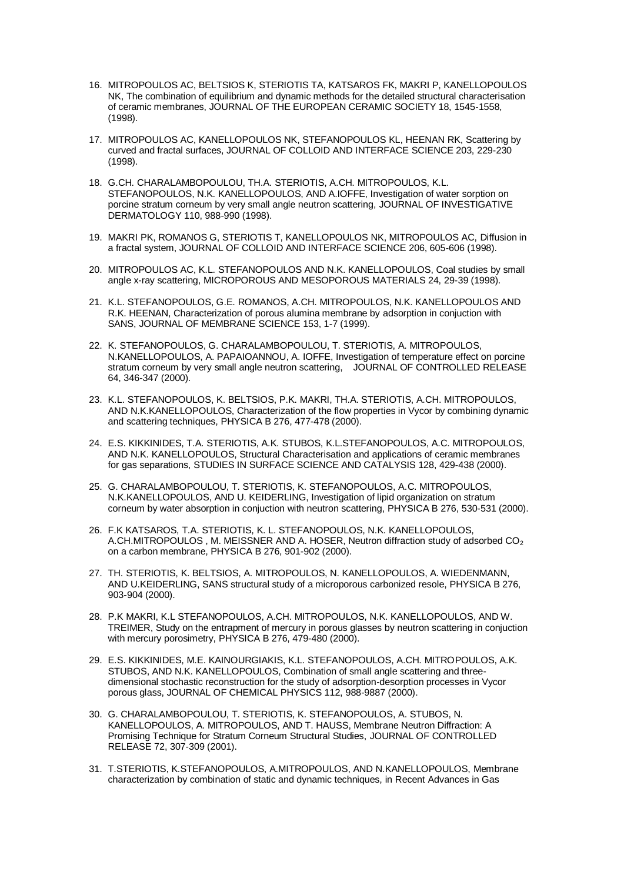16. MITROPOULOS AC, BELTSIOS K, STERIOTIS TA, KATSAROS FK, MAKRI P, KANELLOPOULOS NK, The combination of equilibrium and dynamic methods for the detailed structural characterisation of ceramic membranes, JOURNAL OF THE EUROPEAN CERAMIC SOCIETY 18, 1545-1558, (1998).

17. MITROPOULOS AC, KANELLOPOULOS NK, STEFANOPOULOS KL, HEENAN RK, Scattering by curved and fractal surfaces, JOURNAL OF COLLOID AND INTERFACE SCIENCE 203, 229-230 (1998).

18. G.CH. CHARALAMBOPOULOU, TH.A. STERIOTIS, A.CH. MITROPOULOS, K.L. STEFANOPOULOS, N.K. KANELLOPOULOS, AND A.IOFFE, Investigation of water sorption on porcine stratum corneum by very small angle neutron scattering, JOURNAL OF INVESTIGATIVE DERMATOLOGY 110, 988-990 (1998).

19. MAKRI PK, ROMANOS G, STERIOTIS T, KANELLOPOULOS NK, MITROPOULOS AC, Diffusion in a fractal system, JOURNAL OF COLLOID AND INTERFACE SCIENCE 206, 605-606 (1998).

20. MITROPOULOS AC, K.L. STEFANOPOULOS AND N.K. KANELLOPOULOS, Coal studies by small angle x-ray scattering, MICROPOROUS AND MESOPOROUS MATERIALS 24, 29-39 (1998).

21. K.L. STEFANOPOULOS, G.E. ROMANOS, A.CH. MITROPOULOS, N.K. KANELLOPOULOS AND R.K. HEENAN, Characterization of porous alumina membrane by adsorption in conjuction with SANS, JOURNAL OF MEMBRANE SCIENCE 153, 1-7 (1999).

22. K. STEFANOPOULOS, G. CHARALAMBOPOULOU, T. STERIOTIS, A. MITROPOULOS, N.KANELLOPOULOS, A. PAPAIOANNOU, A. IOFFE, Investigation of temperature effect on porcine stratum corneum by very small angle neutron scattering, JOURNAL OF CONTROLLED RELEASE 64, 346-347 (2000).

23. K.L. STEFANOPOULOS, K. BELTSIOS, P.K. MAKRI, TH.A. STERIOTIS, A.CH. MITROPOULOS, AND N.K.KANELLOPOULOS, Characterization of the flow properties in Vycor by combining dynamic and scattering techniques, PHYSICA B 276, 477-478 (2000).

24. E.S. KIKKINIDES, T.A. STERIOTIS, A.K. STUBOS, K.L.STEFANOPOULOS, A.C. MITROPOULOS, AND N.K. KANELLOPOULOS, Structural Characterisation and applications of ceramic membranes for gas separations, STUDIES IN SURFACE SCIENCE AND CATALYSIS 128, 429-438 (2000).

25. G. CHARALAMBOPOULOU, T. STERIOTIS, K. STEFANOPOULOS, A.C. MITROPOULOS, N.K.KANELLOPOULOS, AND U. KEIDERLING, Investigation of lipid organization on stratum corneum by water absorption in conjuction with neutron scattering, PHYSICA B 276, 530-531 (2000).

26. F.K KATSAROS, T.A. STERIOTIS, K. L. STEFANOPOULOS, N.K. KANELLOPOULOS, A.CH.MITROPOULOS , M. MEISSNER AND A. HOSER, Neutron diffraction study of adsorbed $CO_2$ on a carbon membrane, PHYSICA B 276, 901-902 (2000).

27. TH. STERIOTIS, K. BELTSIOS, A. MITROPOULOS, N. KANELLOPOULOS, A. WIEDENMANN, AND U.KEIDERLING, SANS structural study of a microporous carbonized resole, PHYSICA B 276, 903-904 (2000).

28. P.K MAKRI, K.L STEFANOPOULOS, A.CH. MITROPOULOS, N.K. KANELLOPOULOS, AND W. TREIMER, Study on the entrapment of mercury in porous glasses by neutron scattering in conjuction with mercury porosimetry, PHYSICA B 276, 479-480 (2000).

29. E.S. KIKKINIDES, M.E. KAINOURGIAKIS, K.L. STEFANOPOULOS, A.CH. MITROPOULOS, A.K. STUBOS, AND N.K. KANELLOPOULOS, Combination of small angle scattering and three-dimensional stochastic reconstruction for the study of adsorption-desorption processes in Vycor porous glass, JOURNAL OF CHEMICAL PHYSICS 112, 988-9887 (2000).

30. G. CHARALAMBOPOULOU, T. STERIOTIS, K. STEFANOPOULOS, A. STUBOS, N. KANELLOPOULOS, A. MITROPOULOS, AND T. HAUSS, Membrane Neutron Diffraction: A Promising Technique for Stratum Corneum Structural Studies, JOURNAL OF CONTROLLED RELEASE 72, 307-309 (2001).

31. T.STERIOTIS, K.STEFANOPOULOS, A.MITROPOULOS, AND N.KANELLOPOULOS, Membrane characterization by combination of static and dynamic techniques, in Recent Advances in Gas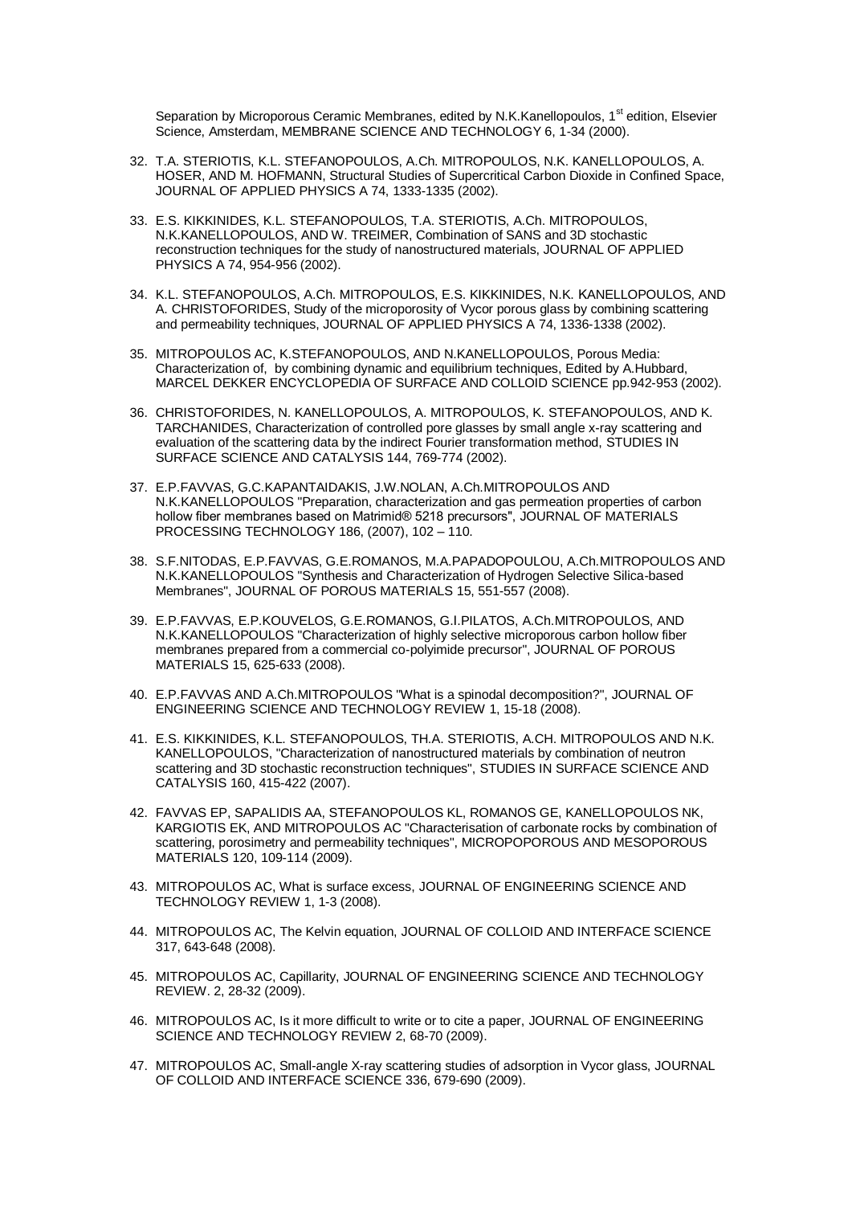Separation by Microporous Ceramic Membranes, edited by N.K.Kanellopoulos, 1[st] edition, Elsevier Science, Amsterdam, MEMBRANE SCIENCE AND TECHNOLOGY 6, 1-34 (2000).

32. T.A. STERIOTIS, K.L. STEFANOPOULOS, A.Ch. MITROPOULOS, N.K. KANELLOPOULOS, A. HOSER, AND M. HOFMANN, Structural Studies of Supercritical Carbon Dioxide in Confined Space, JOURNAL OF APPLIED PHYSICS A 74, 1333-1335 (2002).

33. E.S. KIKKINIDES, K.L. STEFANOPOULOS, T.A. STERIOTIS, A.Ch. MITROPOULOS, N.K.KANELLOPOULOS, AND W. TREIMER, Combination of SANS and 3D stochastic reconstruction techniques for the study of nanostructured materials, JOURNAL OF APPLIED PHYSICS A 74, 954-956 (2002).

34. K.L. STEFANOPOULOS, A.Ch. MITROPOULOS, E.S. KIKKINIDES, N.K. KANELLOPOULOS, AND A. CHRISTOFORIDES, Study of the microporosity of Vycor porous glass by combining scattering and permeability techniques, JOURNAL OF APPLIED PHYSICS A 74, 1336-1338 (2002).

35. MITROPOULOS AC, K.STEFANOPOULOS, AND N.KANELLOPOULOS, Porous Media: Characterization of, by combining dynamic and equilibrium techniques, Edited by A.Hubbard, MARCEL DEKKER ENCYCLOPEDIA OF SURFACE AND COLLOID SCIENCE pp.942-953 (2002).

36. CHRISTOFORIDES, N. KANELLOPOULOS, A. MITROPOULOS, K. STEFANOPOULOS, AND K. TARCHANIDES, Characterization of controlled pore glasses by small angle x-ray scattering and evaluation of the scattering data by the indirect Fourier transformation method, STUDIES IN SURFACE SCIENCE AND CATALYSIS 144, 769-774 (2002).

37. E.P.FAVVAS, G.C.KAPANTAIDAKIS, J.W.NOLAN, A.Ch.MITROPOULOS AND N.K.KANELLOPOULOS "Preparation, characterization and gas permeation properties of carbon hollow fiber membranes based on Matrimid® 5218 precursors", JOURNAL OF MATERIALS PROCESSING TECHNOLOGY 186, (2007), 102 – 110.

38. S.F.NITODAS, E.P.FAVVAS, G.E.ROMANOS, M.A.PAPADOPOULOU, A.Ch.MITROPOULOS AND N.K.KANELLOPOULOS "Synthesis and Characterization of Hydrogen Selective Silica-based Membranes", JOURNAL OF POROUS MATERIALS 15, 551-557 (2008).

39. E.P.FAVVAS, E.P.KOUVELOS, G.E.ROMANOS, G.I.PILATOS, A.Ch.MITROPOULOS, AND N.K.KANELLOPOULOS "Characterization of highly selective microporous carbon hollow fiber membranes prepared from a commercial co-polyimide precursor", JOURNAL OF POROUS MATERIALS 15, 625-633 (2008).

40. E.P.FAVVAS AND A.Ch.MITROPOULOS "What is a spinodal decomposition?", JOURNAL OF ENGINEERING SCIENCE AND TECHNOLOGY REVIEW 1, 15-18 (2008).

41. E.S. KIKKINIDES, K.L. STEFANOPOULOS, TH.A. STERIOTIS, A.CH. MITROPOULOS AND N.K. KANELLOPOULOS, "Characterization of nanostructured materials by combination of neutron scattering and 3D stochastic reconstruction techniques", STUDIES IN SURFACE SCIENCE AND CATALYSIS 160, 415-422 (2007).

42. FAVVAS EP, SAPALIDIS AA, STEFANOPOULOS KL, ROMANOS GE, KANELLOPOULOS NK, KARGIOTIS EK, AND MITROPOULOS AC "Characterisation of carbonate rocks by combination of scattering, porosimetry and permeability techniques", MICROPOPOROUS AND MESOPOROUS MATERIALS 120, 109-114 (2009).

43. MITROPOULOS AC, What is surface excess, JOURNAL OF ENGINEERING SCIENCE AND TECHNOLOGY REVIEW 1, 1-3 (2008).

44. MITROPOULOS AC, The Kelvin equation, JOURNAL OF COLLOID AND INTERFACE SCIENCE 317, 643-648 (2008).

45. MITROPOULOS AC, Capillarity, JOURNAL OF ENGINEERING SCIENCE AND TECHNOLOGY REVIEW. 2, 28-32 (2009).

46. MITROPOULOS AC, Is it more difficult to write or to cite a paper, JOURNAL OF ENGINEERING SCIENCE AND TECHNOLOGY REVIEW 2, 68-70 (2009).

47. MITROPOULOS AC, Small-angle X-ray scattering studies of adsorption in Vycor glass, JOURNAL OF COLLOID AND INTERFACE SCIENCE 336, 679-690 (2009).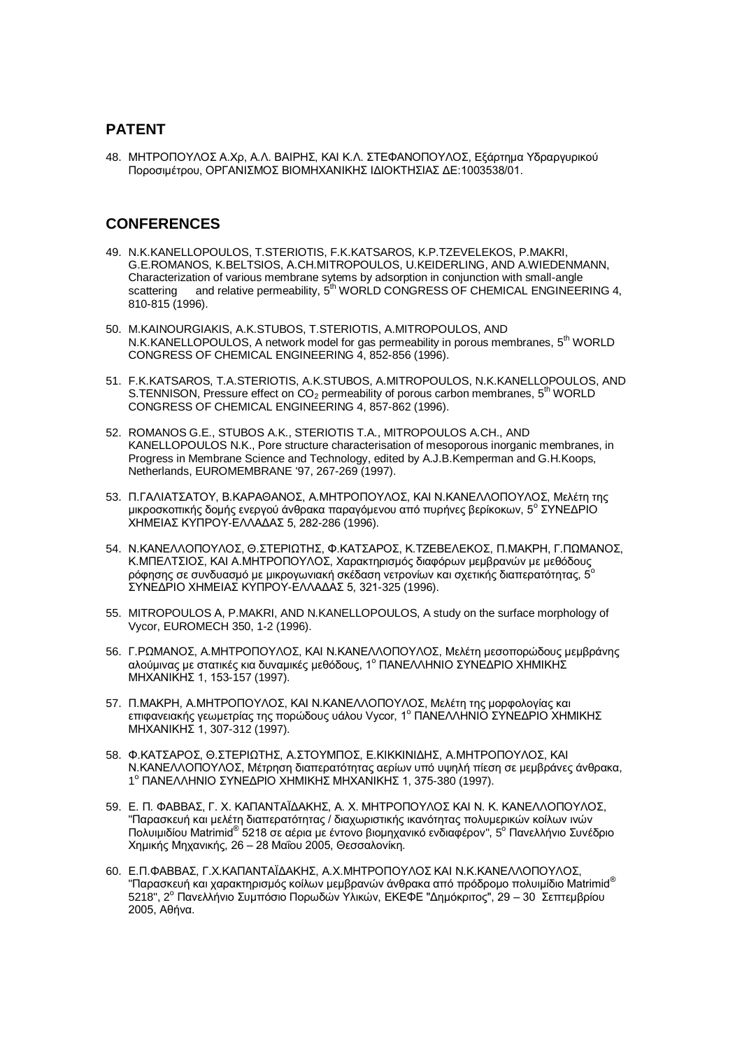## PATENT

48. ΜΗΤΡΟΠΟΥΛΟΣ Α.Χρ, Α.Λ. ΒΑΙΡΗΣ, ΚΑΙ Κ.Λ. ΣΤΕΦΑΝΟΠΟΥΛΟΣ, Εξάρτημα Υδραργυρικού Πоροσιμέτρου, ΟΡΓΑΝΙΣΜΟΣ ΒΙΟΜΗΧΑΝΙΚΗΣ ΙΔΙΟΚΤΗΣΙΑΣ ΔΕ:1003538/01.

## CONFERENCES

49. N.K.KANELLOPOULOS, T.STERIOTIS, F.K.KATSAROS, K.P.TZEVELEKOS, P.MAKRI, G.E.ROMANOS, K.BELTSIOS, A.CH.MITROPOULOS, U.KEIDERLING, AND A.WIEDENMANN, Characterization of various membrane sytems by adsorption in conjunction with small-angle scattering and relative permeability, 5th WORLD CONGRESS OF CHEMICAL ENGINEERING 4, 810-815 (1996).

50. M.KAINOURGIAKIS, A.K.STUBOS, T.STERIOTIS, A.MITROPOULOS, AND N.K.KANELLOPOULOS, A network model for gas permeability in porous membranes, 5th WORLD CONGRESS OF CHEMICAL ENGINEERING 4, 852-856 (1996).

51. F.K.KATSAROS, T.A.STERIOTIS, A.K.STUBOS, A.MITROPOULOS, N.K.KANELLOPOULOS, AND S.TENNISON, Pressure effect on $CO_2$ permeability of porous carbon membranes, 5th WORLD CONGRESS OF CHEMICAL ENGINEERING 4, 857-862 (1996).

52. ROMANOS G.E., STUBOS A.K., STERIOTIS T.A., MITROPOULOS A.CH., AND KANELLOPOULOS N.K., Pore structure characterisation of mesoporous inorganic membranes, in Progress in Membrane Science and Technology, edited by A.J.B.Kemperman and G.H.Koops, Netherlands, EUROMEMBRANE '97, 267-269 (1997).

53. Π.ΓΑΛΙΑΤΣΑΤΟΥ, Β.ΚΑΡΑΘΑΝΟΣ, Α.ΜΗΤΡΟΠΟΥΛΟΣ, ΚΑΙ Ν.ΚΑΝΕΛΛΟΠΟΥΛΟΣ, Μελέτη της μικροσκοπικής δομής ενεργού άνθρακα παραγόμενου από πυρήνες βερίκοκων, 5ο ΣΥΝΕΔΡΙΟ ΧΗΜΕΙΑΣ ΚΥΠΡΟΥ-ΕΛΛΑΔΑΣ 5, 282-286 (1996).

54. Ν.ΚΑΝΕΛΛΟΠΟΥΛΟΣ, Θ.ΣΤΕΡΙΩΤΗΣ, Φ.ΚΑΤΣΑΡΟΣ, Κ.ΤΖΕΒΕΛΕΚΟΣ, Π.ΜΑΚΡΗ, Γ.ΠΩΜΑΝΟΣ, Κ.ΜΠΕΛΤΣΙΟΣ, ΚΑΙ Α.ΜΗΤΡΟΠΟΥΛΟΣ, Χαρακτηρισμός διαφόρων μεμβρανών με μεθόδους ρόφησης σε συνδυασμό με μικρογωνιακή σκέδαση νετρονίων και σχετικής διαπερατότητας, 5ο ΣΥΝΕΔΡΙΟ ΧΗΜΕΙΑΣ ΚΥΠΡΟΥ-ΕΛΛΑΔΑΣ 5, 321-325 (1996).

55. MITROPOULOS A, P.MAKRI, AND N.KANELLOPOULOS, A study on the surface morphology of Vycor, EUROMECH 350, 1-2 (1996).

56. Γ.ΡΩΜΑΝΟΣ, Α.ΜΗΤΡΟΠΟΥΛΟΣ, ΚΑΙ Ν.ΚΑΝΕΛΛΟΠΟΥΛΟΣ, Μελέτη μεσοπορώδους μεμβράνης αλούμινας με στατικές κια δυναμικές μεθόδους, 1ο ΠΑΝΕΛΛΗΝΙΟ ΣΥΝΕΔΡΙΟ ΧΗΜΙΚΗΣ ΜΗΧΑΝΙΚΗΣ 1, 153-157 (1997).

57. Π.ΜΑΚΡΗ, Α.ΜΗΤΡΟΠΟΥΛΟΣ, ΚΑΙ Ν.ΚΑΝΕΛΛΟΠΟΥΛΟΣ, Μελέτη της μορφολογίας και επιφανειακής γεωμετρίας της πορώδους υάλου Vycor, 1ο ΠΑΝΕΛΛΗΝΙΟ ΣΥΝΕΔΡΙΟ ΧΗΜΙΚΗΣ ΜΗΧΑΝΙΚΗΣ 1, 307-312 (1997).

58. Φ.ΚΑΤΣΑΡΟΣ, Θ.ΣΤΕΡΙΩΤΗΣ, Α.ΣΤΟΥΜΠΟΣ, Ε.ΚΙΚΚΙΝΙΔΗΣ, Α.ΜΗΤΡΟΠΟΥΛΟΣ, ΚΑΙ Ν.ΚΑΝΕΛΛΟΠΟΥΛΟΣ, Μέτρηση διαπερατότητας αερίων υπό υψηλή πίεση σε μεμβράνες άνθρακα, 1ο ΠΑΝΕΛΛΗΝΙΟ ΣΥΝΕΔΡΙΟ ΧΗΜΙΚΗΣ ΜΗΧΑΝΙΚΗΣ 1, 375-380 (1997).

59. Ε. Π. ΦΑΒΒΑΣ, Γ. Χ. ΚΑΠΑΝΤΑΪΔΑΚΗΣ, Α. Χ. ΜΗΤΡΟΠΟΥΛΟΣ ΚΑΙ Ν. Κ. ΚΑΝΕΛΛΟΠΟΥΛΟΣ, "Παρασκευή και μελέτη διαπερατότητας / διαχωριστικής ικανότητας πολυμερικών κοίλων ινών Πολυιμιδίου Matrimid® 5218 σε αέρια με έντονο βιομηχανικό ενδιαφέρον", 5ο Πανελλήνιο Συνέδριο Χημικής Μηχανικής, 26 – 28 Μαΐου 2005, Θεσσαλονίκη.

60. Ε.Π.ΦΑΒΒΑΣ, Γ.Χ.ΚΑΠΑΝΤΑΪΔΑΚΗΣ, Α.Χ.ΜΗΤΡΟΠΟΥΛΟΣ ΚΑΙ Ν.Κ.ΚΑΝΕΛΛΟΠΟΥΛΟΣ, "Παρασκευή και χαρακτηρισμός κοίλων μεμβρανών άνθρακα από πρόδρομο πολυιμίδιο Matrimid® 5218", 2ο Πανελλήνιο Συμπόσιο Πορωδών Υλικών, ΕΚΕΦΕ "Δημόκριτος", 29 – 30 Σεπτεμβρίου 2005, Αθήνα.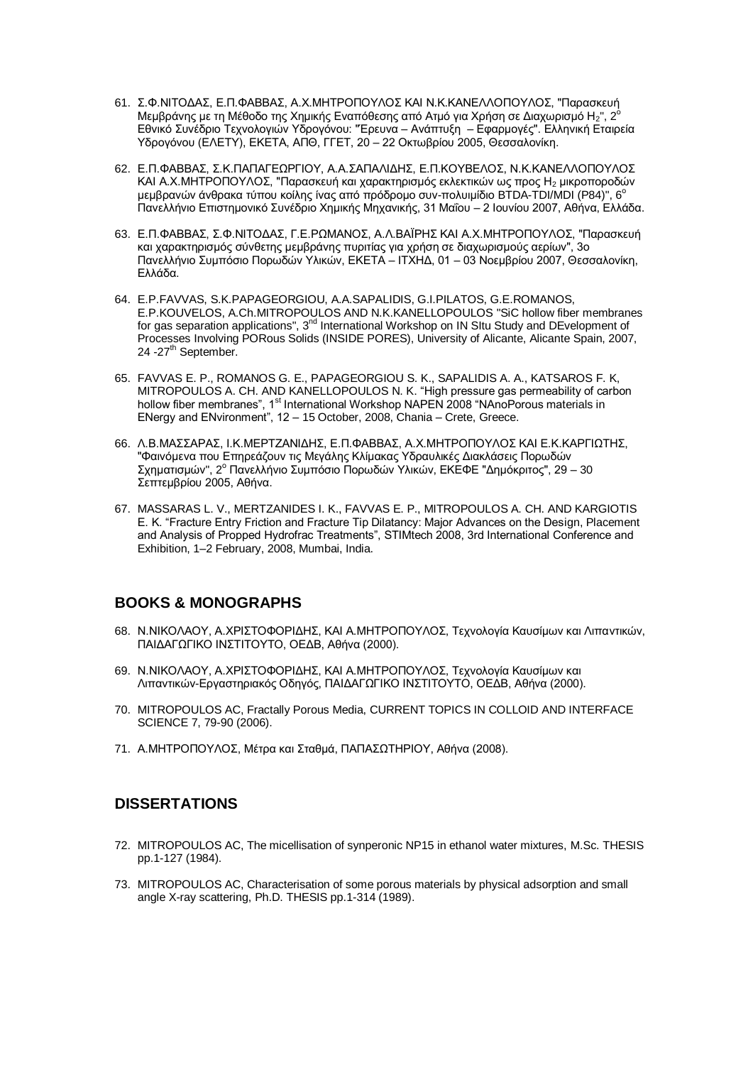61. Σ.Φ.ΝΙΤΟΔΑΣ, Ε.Π.ΦΑΒΒΑΣ, Α.Χ.ΜΗΤΡΟΠΟΥΛΟΣ ΚΑΙ Ν.Κ.ΚΑΝΕΛΛΟΠΟΥΛΟΣ, "Παρασκευή Μεμβράνης με τη Μέθοδο της Χημικής Εναπόθεσης από Ατμό για Χρήση σε Διαχωρισμό $H_2$", 2$^o$ Εθνικό Συνέδριο Τεχνολογιών Υδρογόνου: "Έρευνα – Ανάπτυξη – Εφαρμογές". Ελληνική Εταιρεία Υδρογόνου (ΕΛΕΤΥ), ΕΚΕΤΑ, ΑΠΘ, ΓΓΕΤ, 20 – 22 Οκτωβρίου 2005, Θεσσαλονίκη.

62. Ε.Π.ΦΑΒΒΑΣ, Σ.Κ.ΠΑΠΑΓΕΩΡΓΙΟΥ, Α.Α.ΣΑΠΑΛΙΔΗΣ, Ε.Π.ΚΟΥΒΕΛΟΣ, Ν.Κ.ΚΑΝΕΛΛΟΠΟΥΛΟΣ ΚΑΙ Α.Χ.ΜΗΤΡΟΠΟΥΛΟΣ, "Παρασκευή και χαρακτηρισμός εκλεκτικών ως προς $H_2$ μικροπορώδων μεμβρανών άνθρακα τύπου κοίλης ίνας από πρόδρομο συν-πολυιμίδιο BTDA-TDI/MDI (P84)", 6$^o$ Πανελλήνιο Επιστημονικό Συνέδριο Χημικής Μηχανικής, 31 Μαΐου – 2 Ιουνίου 2007, Αθήνα, Ελλάδα.

63. Ε.Π.ΦΑΒΒΑΣ, Σ.Φ.ΝΙΤΟΔΑΣ, Γ.Ε.ΡΩΜΑΝΟΣ, Α.Λ.ΒΑΪΡΗΣ ΚΑΙ Α.Χ.ΜΗΤΡΟΠΟΥΛΟΣ, "Παρασκευή και χαρακτηρισμός σύνθετης μεμβράνης πυριτίας για χρήση σε διαχωρισμούς αερίων", 3ο Πανελλήνιο Συμπόσιο Πορωδών Υλικών, ΕΚΕΤΑ – ΙΤΧΗΔ, 01 – 03 Νοεμβρίου 2007, Θεσσαλονίκη, Ελλάδα.

64. E.P.FAVVAS, S.K.PAPAGEORGIOU, A.A.SAPALIDIS, G.I.PILATOS, G.E.ROMANOS, E.P.KOUVELOS, A.Ch.MITROPOULOS AND N.K.KANELLOPOULOS "SiC hollow fiber membranes for gas separation applications", 3$^{nd}$ International Workshop on IN SItu Study and DEvelopment of Processes Involving POROus Solids (INSIDE PORES), University of Alicante, Alicante Spain, 2007, 24 -27$^{th}$ September.

65. FAVVAS E. P., ROMANOS G. E., PAPAGEORGIOU S. K., SAPALIDIS A. A., KATSAROS F. K, MITROPOULOS A. CH. AND KANELLOPOULOS N. K. “High pressure gas permeability of carbon hollow fiber membranes”, 1$^{st}$ International Workshop NAPEN 2008 “NAnoPorous materials in ENergy and ENvironment”, 12 – 15 October, 2008, Chania – Crete, Greece.

66. Λ.Β.ΜΑΣΣΑΡΑΣ, Ι.Κ.ΜΕΡΤΖΑΝΙΔΗΣ, Ε.Π.ΦΑΒΒΑΣ, Α.Χ.ΜΗΤΡΟΠΟΥΛΟΣ ΚΑΙ Ε.Κ.ΚΑΡΓΙΩΤΗΣ, "Φαινόμενα που Επηρεάζουν τις Μεγάλης Κλίμακας Υδραυλικές Διακλάσεις Πορωδών Σχηματισμών", 2$^o$ Πανελλήνιο Συμπόσιο Πορωδών Υλικών, ΕΚΕΦΕ "Δημόκριτος", 29 – 30 Σεπτεμβρίου 2005, Αθήνα.

67. MASSARAS L. V., MERTZANIDES I. K., FAVVAS E. P., MITROPOULOS A. CH. AND KARGIOTIS E. K. “Fracture Entry Friction and Fracture Tip Dilatancy: Major Advances on the Design, Placement and Analysis of Propped Hydrofrac Treatments”, STIMtech 2008, 3rd International Conference and Exhibition, 1–2 February, 2008, Mumbai, India.

## BOOKS & MONOGRAPHS

68. Ν.ΝΙΚΟΛΑΟΥ, Α.ΧΡΙΣΤΟΦΟΡΙΔΗΣ, ΚΑΙ Α.ΜΗΤΡΟΠΟΥΛΟΣ, Τεχνολογία Καυσίμων και Λιπαντικών, ΠΑΙΔΑΓΩΓΙΚΟ ΙΝΣΤΙΤΟΥΤΟ, ΟΕΔΒ, Αθήνα (2000).

69. Ν.ΝΙΚΟΛΑΟΥ, Α.ΧΡΙΣΤΟΦΟΡΙΔΗΣ, ΚΑΙ Α.ΜΗΤΡΟΠΟΥΛΟΣ, Τεχνολογία Καυσίμων και Λιπαντικών-Εργαστηριακός Οδηγός, ΠΑΙΔΑΓΩΓΙΚΟ ΙΝΣΤΙΤΟΥΤΟ, ΟΕΔΒ, Αθήνα (2000).

70. MITROPOULOS AC, Fractally Porous Media, CURRENT TOPICS IN COLLOID AND INTERFACE SCIENCE 7, 79-90 (2006).

71. Α.ΜΗΤΡΟΠΟΥΛΟΣ, Μέτρα και Σταθμά, ΠΑΠΑΣΩΤΗΡΙΟΥ, Αθήνα (2008).

## DISSERTATIONS

72. MITROPOULOS AC, The micellisation of synperonic NP15 in ethanol water mixtures, M.Sc. THESIS pp.1-127 (1984).

73. MITROPOULOS AC, Characterisation of some porous materials by physical adsorption and small angle X-ray scattering, Ph.D. THESIS pp.1-314 (1989).